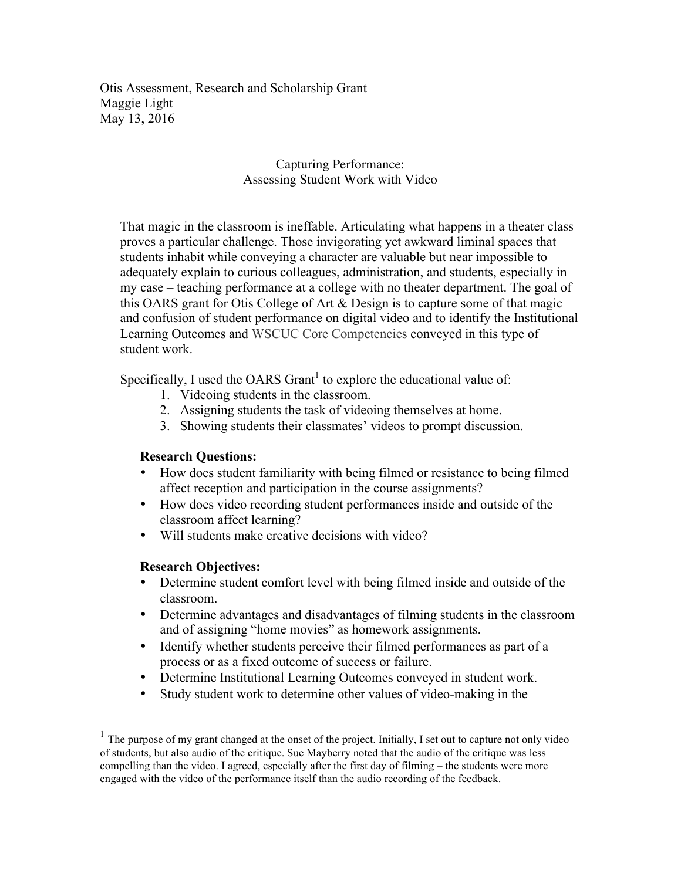Otis Assessment, Research and Scholarship Grant
Maggie Light
May 13, 2016

# Capturing Performance: Assessing Student Work with Video

That magic in the classroom is ineffable. Articulating what happens in a theater class proves a particular challenge. Those invigorating yet awkward liminal spaces that students inhabit while conveying a character are valuable but near impossible to adequately explain to curious colleagues, administration, and students, especially in my case – teaching performance at a college with no theater department. The goal of this OARS grant for Otis College of Art & Design is to capture some of that magic and confusion of student performance on digital video and to identify the Institutional Learning Outcomes and WSCUC Core Competencies conveyed in this type of student work.

Specifically, I used the OARS Grant[1] to explore the educational value of:

1. Videoing students in the classroom.
2. Assigning students the task of videoing themselves at home.
3. Showing students their classmates' videos to prompt discussion.

**Research Questions:**

- How does student familiarity with being filmed or resistance to being filmed affect reception and participation in the course assignments?
- How does video recording student performances inside and outside of the classroom affect learning?
- Will students make creative decisions with video?

**Research Objectives:**

- Determine student comfort level with being filmed inside and outside of the classroom.
- Determine advantages and disadvantages of filming students in the classroom and of assigning "home movies" as homework assignments.
- Identify whether students perceive their filmed performances as part of a process or as a fixed outcome of success or failure.
- Determine Institutional Learning Outcomes conveyed in student work.
- Study student work to determine other values of video-making in the

---

[1] The purpose of my grant changed at the onset of the project. Initially, I set out to capture not only video of students, but also audio of the critique. Sue Mayberry noted that the audio of the critique was less compelling than the video. I agreed, especially after the first day of filming – the students were more engaged with the video of the performance itself than the audio recording of the feedback.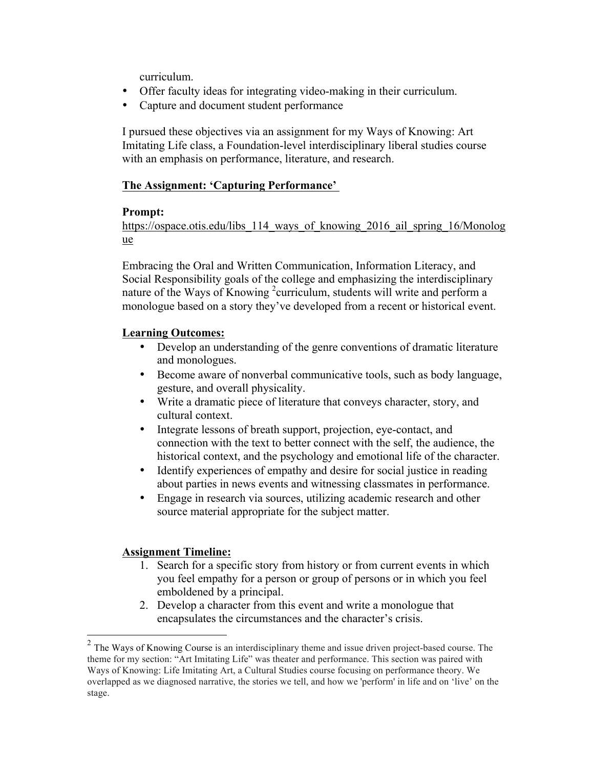curriculum.

- Offer faculty ideas for integrating video-making in their curriculum.
- Capture and document student performance

I pursued these objectives via an assignment for my Ways of Knowing: Art Imitating Life class, a Foundation-level interdisciplinary liberal studies course with an emphasis on performance, literature, and research.

**The Assignment: 'Capturing Performance'**

**Prompt:**
https://ospace.otis.edu/libs_114_ways_of_knowing_2016_ail_spring_16/Monologue

Embracing the Oral and Written Communication, Information Literacy, and Social Responsibility goals of the college and emphasizing the interdisciplinary nature of the Ways of Knowing [2]curriculum, students will write and perform a monologue based on a story they've developed from a recent or historical event.

**Learning Outcomes:**

- Develop an understanding of the genre conventions of dramatic literature and monologues.
- Become aware of nonverbal communicative tools, such as body language, gesture, and overall physicality.
- Write a dramatic piece of literature that conveys character, story, and cultural context.
- Integrate lessons of breath support, projection, eye-contact, and connection with the text to better connect with the self, the audience, the historical context, and the psychology and emotional life of the character.
- Identify experiences of empathy and desire for social justice in reading about parties in news events and witnessing classmates in performance.
- Engage in research via sources, utilizing academic research and other source material appropriate for the subject matter.

**Assignment Timeline:**

1. Search for a specific story from history or from current events in which you feel empathy for a person or group of persons or in which you feel emboldened by a principal.
2. Develop a character from this event and write a monologue that encapsulates the circumstances and the character's crisis.

[2] The Ways of Knowing Course is an interdisciplinary theme and issue driven project-based course. The theme for my section: "Art Imitating Life" was theater and performance. This section was paired with Ways of Knowing: Life Imitating Art, a Cultural Studies course focusing on performance theory. We overlapped as we diagnosed narrative, the stories we tell, and how we 'perform' in life and on 'live' on the stage.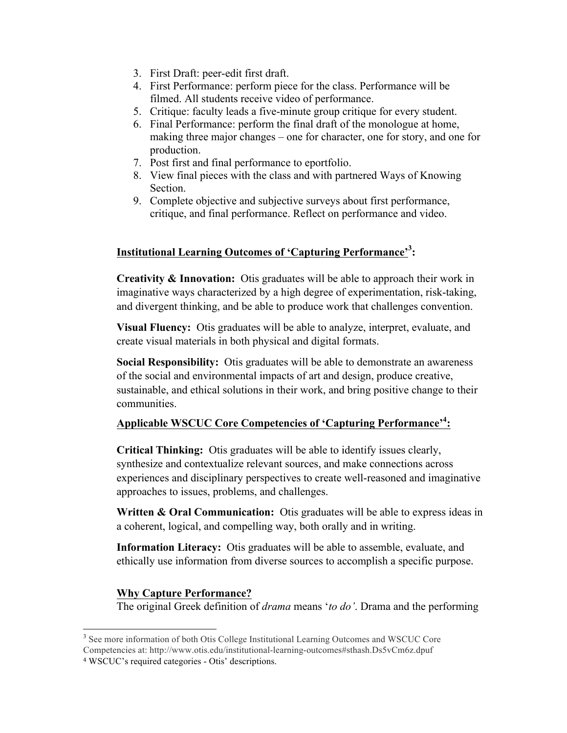3. First Draft: peer-edit first draft.
4. First Performance: perform piece for the class. Performance will be filmed. All students receive video of performance.
5. Critique: faculty leads a five-minute group critique for every student.
6. Final Performance: perform the final draft of the monologue at home, making three major changes – one for character, one for story, and one for production.
7. Post first and final performance to eportfolio.
8. View final pieces with the class and with partnered Ways of Knowing Section.
9. Complete objective and subjective surveys about first performance, critique, and final performance. Reflect on performance and video.

**Institutional Learning Outcomes of 'Capturing Performance'[3]:**

**Creativity & Innovation:** Otis graduates will be able to approach their work in imaginative ways characterized by a high degree of experimentation, risk-taking, and divergent thinking, and be able to produce work that challenges convention.

**Visual Fluency:** Otis graduates will be able to analyze, interpret, evaluate, and create visual materials in both physical and digital formats.

**Social Responsibility:** Otis graduates will be able to demonstrate an awareness of the social and environmental impacts of art and design, produce creative, sustainable, and ethical solutions in their work, and bring positive change to their communities.

**Applicable WSCUC Core Competencies of 'Capturing Performance'[4]:**

**Critical Thinking:** Otis graduates will be able to identify issues clearly, synthesize and contextualize relevant sources, and make connections across experiences and disciplinary perspectives to create well-reasoned and imaginative approaches to issues, problems, and challenges.

**Written & Oral Communication:** Otis graduates will be able to express ideas in a coherent, logical, and compelling way, both orally and in writing.

**Information Literacy:** Otis graduates will be able to assemble, evaluate, and ethically use information from diverse sources to accomplish a specific purpose.

**Why Capture Performance?**

The original Greek definition of *drama* means '*to do'*. Drama and the performing

---

[3] See more information of both Otis College Institutional Learning Outcomes and WSCUC Core Competencies at: http://www.otis.edu/institutional-learning-outcomes#sthash.Ds5vCm6z.dpuf

[4] WSCUC's required categories - Otis' descriptions.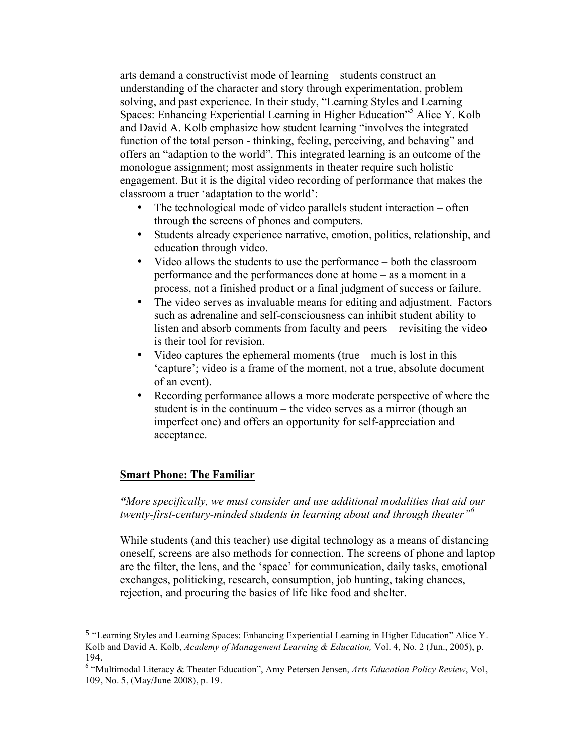arts demand a constructivist mode of learning – students construct an understanding of the character and story through experimentation, problem solving, and past experience. In their study, "Learning Styles and Learning Spaces: Enhancing Experiential Learning in Higher Education"[5] Alice Y. Kolb and David A. Kolb emphasize how student learning "involves the integrated function of the total person - thinking, feeling, perceiving, and behaving" and offers an "adaption to the world". This integrated learning is an outcome of the monologue assignment; most assignments in theater require such holistic engagement. But it is the digital video recording of performance that makes the classroom a truer 'adaptation to the world':

- The technological mode of video parallels student interaction – often through the screens of phones and computers.
- Students already experience narrative, emotion, politics, relationship, and education through video.
- Video allows the students to use the performance – both the classroom performance and the performances done at home – as a moment in a process, not a finished product or a final judgment of success or failure.
- The video serves as invaluable means for editing and adjustment. Factors such as adrenaline and self-consciousness can inhibit student ability to listen and absorb comments from faculty and peers – revisiting the video is their tool for revision.
- Video captures the ephemeral moments (true – much is lost in this 'capture'; video is a frame of the moment, not a true, absolute document of an event).
- Recording performance allows a more moderate perspective of where the student is in the continuum – the video serves as a mirror (though an imperfect one) and offers an opportunity for self-appreciation and acceptance.

**Smart Phone: The Familiar**

*"More specifically, we must consider and use additional modalities that aid our twenty-first-century-minded students in learning about and through theater"*[6]

While students (and this teacher) use digital technology as a means of distancing oneself, screens are also methods for connection. The screens of phone and laptop are the filter, the lens, and the 'space' for communication, daily tasks, emotional exchanges, politicking, research, consumption, job hunting, taking chances, rejection, and procuring the basics of life like food and shelter.

---

[5] "Learning Styles and Learning Spaces: Enhancing Experiential Learning in Higher Education" Alice Y. Kolb and David A. Kolb, *Academy of Management Learning & Education,* Vol. 4, No. 2 (Jun., 2005), p. 194.

[6] "Multimodal Literacy & Theater Education", Amy Petersen Jensen, *Arts Education Policy Review*, Vol, 109, No. 5, (May/June 2008), p. 19.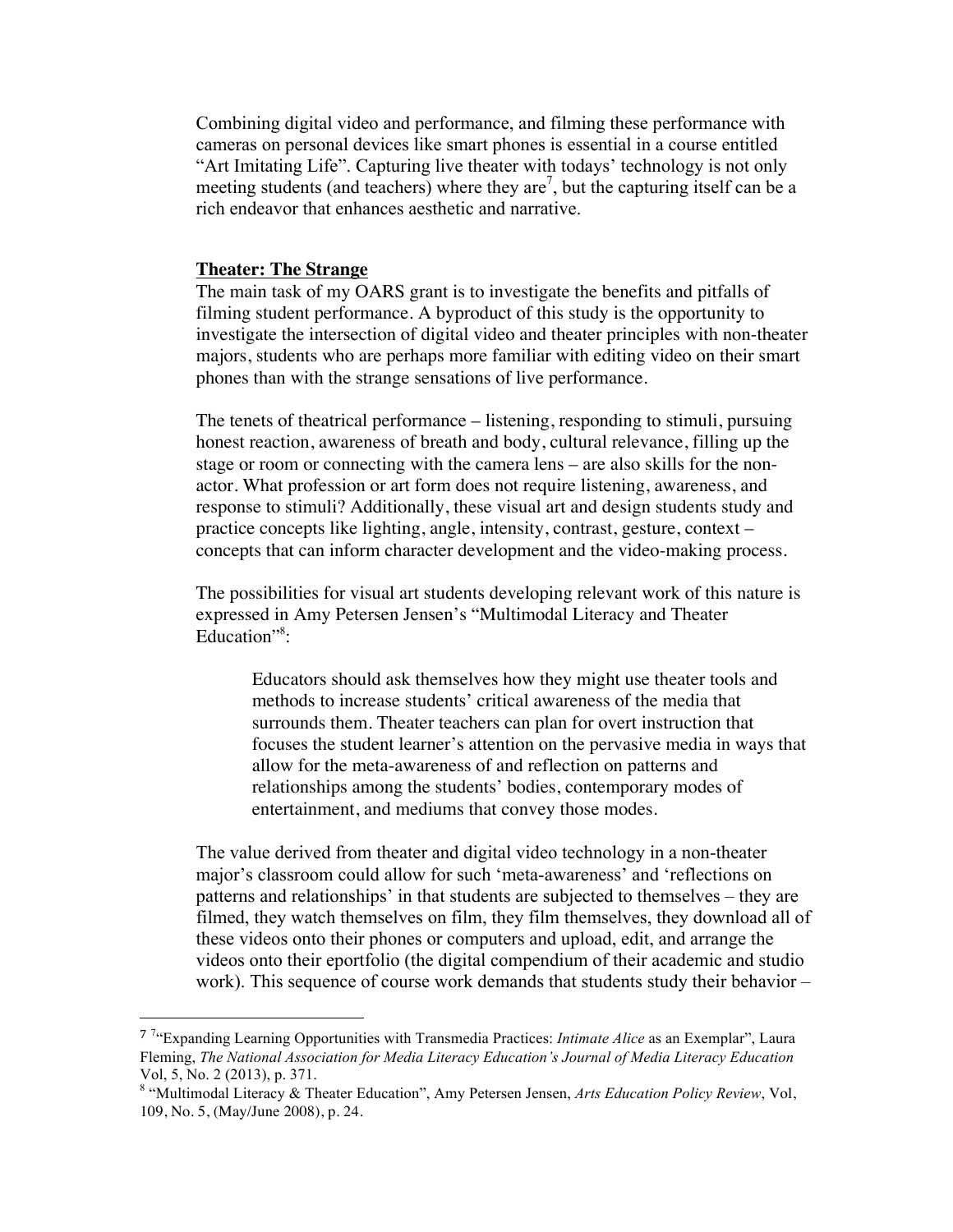Combining digital video and performance, and filming these performance with cameras on personal devices like smart phones is essential in a course entitled "Art Imitating Life". Capturing live theater with todays' technology is not only meeting students (and teachers) where they are[7], but the capturing itself can be a rich endeavor that enhances aesthetic and narrative.

**Theater: The Strange**

The main task of my OARS grant is to investigate the benefits and pitfalls of filming student performance. A byproduct of this study is the opportunity to investigate the intersection of digital video and theater principles with non-theater majors, students who are perhaps more familiar with editing video on their smart phones than with the strange sensations of live performance.

The tenets of theatrical performance – listening, responding to stimuli, pursuing honest reaction, awareness of breath and body, cultural relevance, filling up the stage or room or connecting with the camera lens – are also skills for the non-actor. What profession or art form does not require listening, awareness, and response to stimuli? Additionally, these visual art and design students study and practice concepts like lighting, angle, intensity, contrast, gesture, context – concepts that can inform character development and the video-making process.

The possibilities for visual art students developing relevant work of this nature is expressed in Amy Petersen Jensen's "Multimodal Literacy and Theater Education"[8]:

> Educators should ask themselves how they might use theater tools and methods to increase students' critical awareness of the media that surrounds them. Theater teachers can plan for overt instruction that focuses the student learner's attention on the pervasive media in ways that allow for the meta-awareness of and reflection on patterns and relationships among the students' bodies, contemporary modes of entertainment, and mediums that convey those modes.

The value derived from theater and digital video technology in a non-theater major's classroom could allow for such 'meta-awareness' and 'reflections on patterns and relationships' in that students are subjected to themselves – they are filmed, they watch themselves on film, they film themselves, they download all of these videos onto their phones or computers and upload, edit, and arrange the videos onto their eportfolio (the digital compendium of their academic and studio work). This sequence of course work demands that students study their behavior –

---

[7] [7]"Expanding Learning Opportunities with Transmedia Practices: *Intimate Alice* as an Exemplar", Laura Fleming, *The National Association for Media Literacy Education's Journal of Media Literacy Education* Vol, 5, No. 2 (2013), p. 371.

[8] "Multimodal Literacy & Theater Education", Amy Petersen Jensen, *Arts Education Policy Review*, Vol, 109, No. 5, (May/June 2008), p. 24.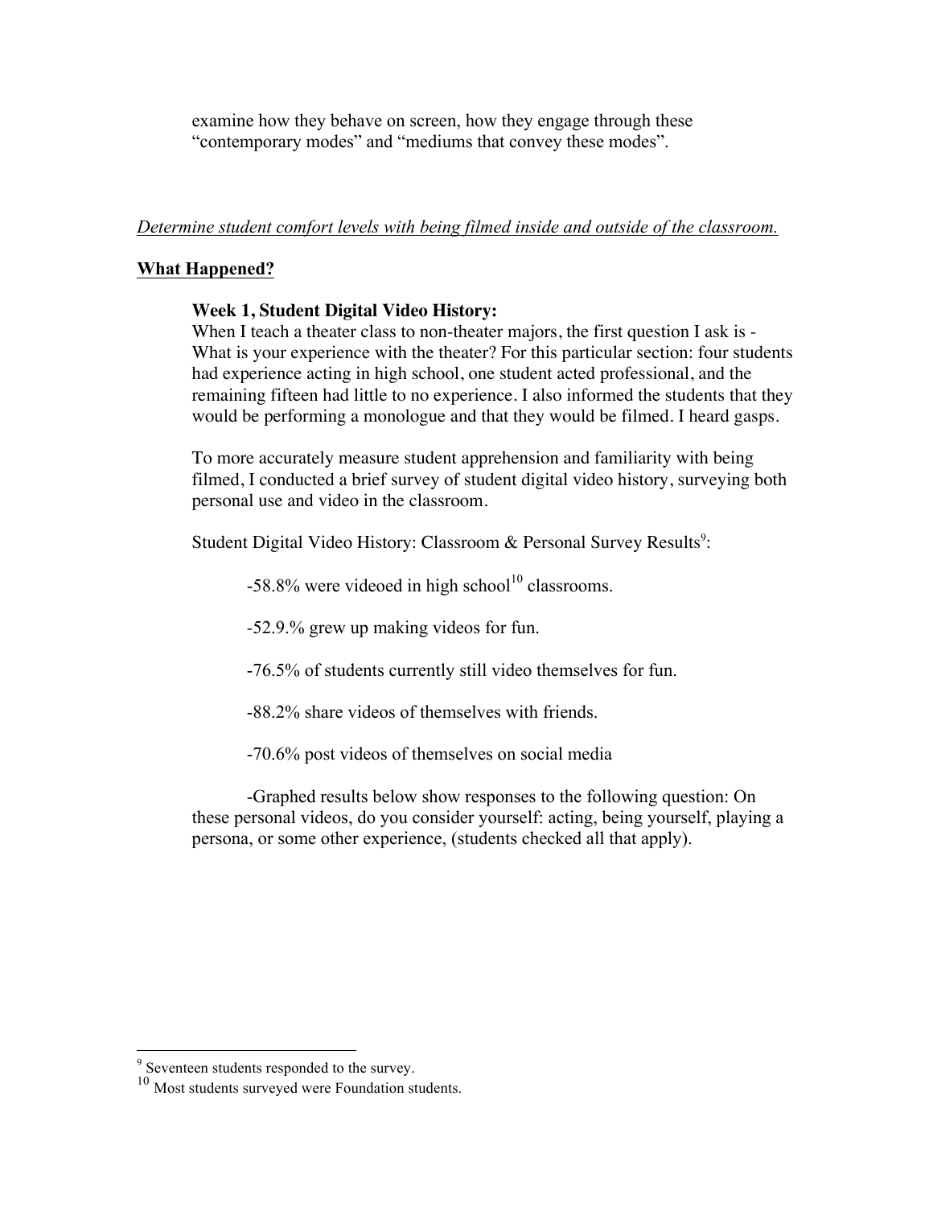examine how they behave on screen, how they engage through these "contemporary modes" and "mediums that convey these modes".

<u>*Determine student comfort levels with being filmed inside and outside of the classroom.*</u>

**<u>What Happened?</u>**

**Week 1, Student Digital Video History:**
When I teach a theater class to non-theater majors, the first question I ask is - What is your experience with the theater? For this particular section: four students had experience acting in high school, one student acted professional, and the remaining fifteen had little to no experience. I also informed the students that they would be performing a monologue and that they would be filmed. I heard gasps.

To more accurately measure student apprehension and familiarity with being filmed, I conducted a brief survey of student digital video history, surveying both personal use and video in the classroom.

Student Digital Video History: Classroom & Personal Survey Results[9]:

-58.8% were videoed in high school[10] classrooms.

-52.9.% grew up making videos for fun.

-76.5% of students currently still video themselves for fun.

-88.2% share videos of themselves with friends.

-70.6% post videos of themselves on social media

-Graphed results below show responses to the following question: On these personal videos, do you consider yourself: acting, being yourself, playing a persona, or some other experience, (students checked all that apply).

[9] Seventeen students responded to the survey.
[10] Most students surveyed were Foundation students.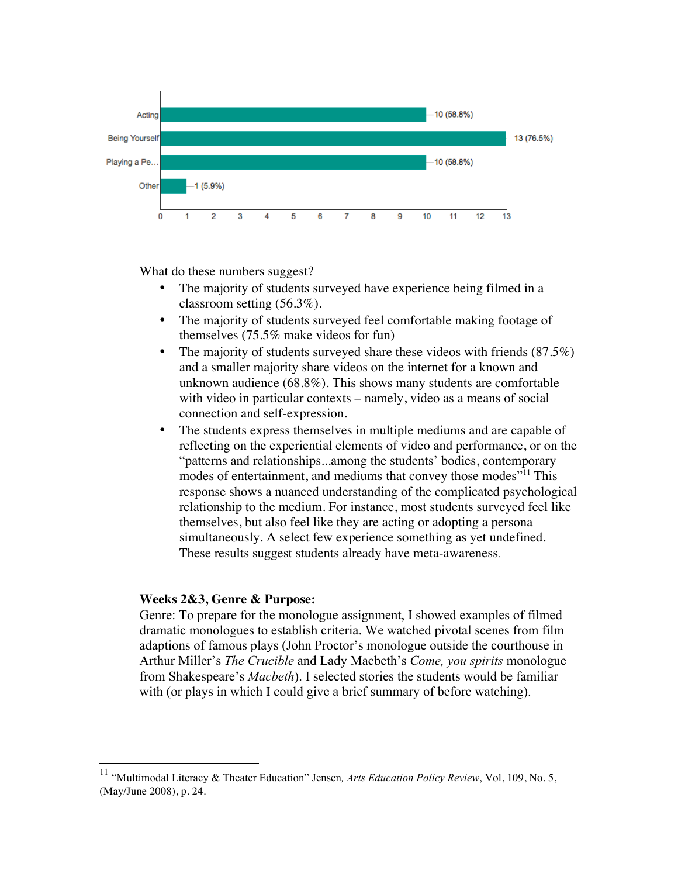| Response | Count (%) |
|---|---|
| Acting | 10 (58.8%) |
| Being Yourself | 13 (76.5%) |
| Playing a Pe… | 10 (58.8%) |
| Other | 1 (5.9%) |

What do these numbers suggest?

- The majority of students surveyed have experience being filmed in a classroom setting (56.3%).
- The majority of students surveyed feel comfortable making footage of themselves (75.5% make videos for fun)
- The majority of students surveyed share these videos with friends (87.5%) and a smaller majority share videos on the internet for a known and unknown audience (68.8%). This shows many students are comfortable with video in particular contexts – namely, video as a means of social connection and self-expression.
- The students express themselves in multiple mediums and are capable of reflecting on the experiential elements of video and performance, or on the "patterns and relationships...among the students' bodies, contemporary modes of entertainment, and mediums that convey those modes"[11] This response shows a nuanced understanding of the complicated psychological relationship to the medium. For instance, most students surveyed feel like themselves, but also feel like they are acting or adopting a persona simultaneously. A select few experience something as yet undefined. These results suggest students already have meta-awareness.

**Weeks 2&3, Genre & Purpose:**

Genre: To prepare for the monologue assignment, I showed examples of filmed dramatic monologues to establish criteria. We watched pivotal scenes from film adaptions of famous plays (John Proctor's monologue outside the courthouse in Arthur Miller's *The Crucible* and Lady Macbeth's *Come, you spirits* monologue from Shakespeare's *Macbeth*). I selected stories the students would be familiar with (or plays in which I could give a brief summary of before watching).

---

[11] "Multimodal Literacy & Theater Education" Jensen, *Arts Education Policy Review*, Vol, 109, No. 5, (May/June 2008), p. 24.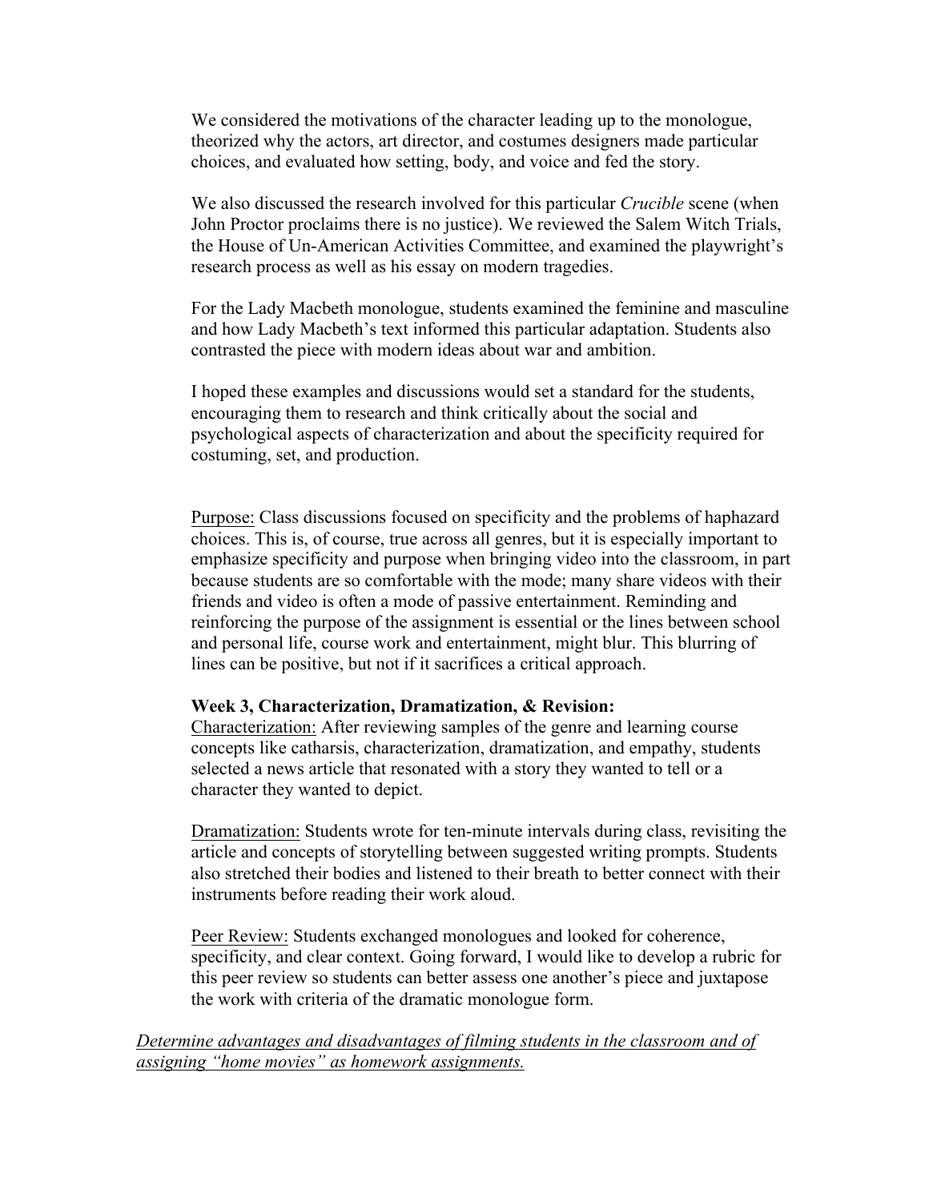We considered the motivations of the character leading up to the monologue, theorized why the actors, art director, and costumes designers made particular choices, and evaluated how setting, body, and voice and fed the story.

We also discussed the research involved for this particular *Crucible* scene (when John Proctor proclaims there is no justice). We reviewed the Salem Witch Trials, the House of Un-American Activities Committee, and examined the playwright's research process as well as his essay on modern tragedies.

For the Lady Macbeth monologue, students examined the feminine and masculine and how Lady Macbeth's text informed this particular adaptation. Students also contrasted the piece with modern ideas about war and ambition.

I hoped these examples and discussions would set a standard for the students, encouraging them to research and think critically about the social and psychological aspects of characterization and about the specificity required for costuming, set, and production.

<u>Purpose:</u> Class discussions focused on specificity and the problems of haphazard choices. This is, of course, true across all genres, but it is especially important to emphasize specificity and purpose when bringing video into the classroom, in part because students are so comfortable with the mode; many share videos with their friends and video is often a mode of passive entertainment. Reminding and reinforcing the purpose of the assignment is essential or the lines between school and personal life, course work and entertainment, might blur. This blurring of lines can be positive, but not if it sacrifices a critical approach.

**Week 3, Characterization, Dramatization, & Revision:**

<u>Characterization:</u> After reviewing samples of the genre and learning course concepts like catharsis, characterization, dramatization, and empathy, students selected a news article that resonated with a story they wanted to tell or a character they wanted to depict.

<u>Dramatization:</u> Students wrote for ten-minute intervals during class, revisiting the article and concepts of storytelling between suggested writing prompts. Students also stretched their bodies and listened to their breath to better connect with their instruments before reading their work aloud.

<u>Peer Review</u>: Students exchanged monologues and looked for coherence, specificity, and clear context. Going forward, I would like to develop a rubric for this peer review so students can better assess one another's piece and juxtapose the work with criteria of the dramatic monologue form.

*<u>Determine advantages and disadvantages of filming students in the classroom and of assigning "home movies" as homework assignments.</u>*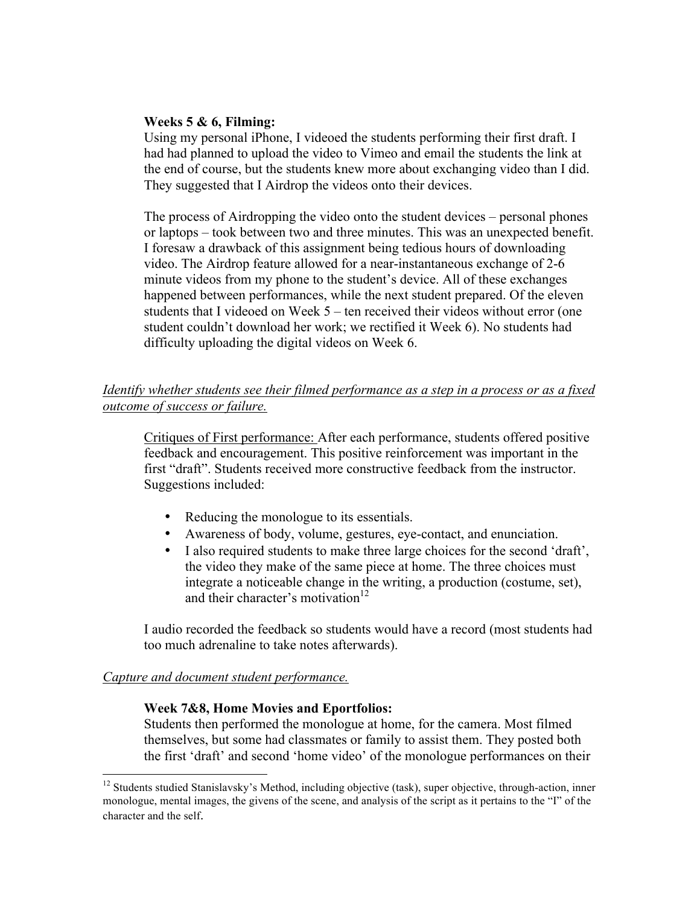**Weeks 5 & 6, Filming:**

Using my personal iPhone, I videoed the students performing their first draft. I had had planned to upload the video to Vimeo and email the students the link at the end of course, but the students knew more about exchanging video than I did. They suggested that I Airdrop the videos onto their devices.

The process of Airdropping the video onto the student devices – personal phones or laptops – took between two and three minutes. This was an unexpected benefit. I foresaw a drawback of this assignment being tedious hours of downloading video. The Airdrop feature allowed for a near-instantaneous exchange of 2-6 minute videos from my phone to the student's device. All of these exchanges happened between performances, while the next student prepared. Of the eleven students that I videoed on Week 5 – ten received their videos without error (one student couldn't download her work; we rectified it Week 6). No students had difficulty uploading the digital videos on Week 6.

*Identify whether students see their filmed performance as a step in a process or as a fixed outcome of success or failure.*

Critiques of First performance: After each performance, students offered positive feedback and encouragement. This positive reinforcement was important in the first "draft". Students received more constructive feedback from the instructor. Suggestions included:

- Reducing the monologue to its essentials.
- Awareness of body, volume, gestures, eye-contact, and enunciation.
- I also required students to make three large choices for the second 'draft', the video they make of the same piece at home. The three choices must integrate a noticeable change in the writing, a production (costume, set), and their character's motivation[12]

I audio recorded the feedback so students would have a record (most students had too much adrenaline to take notes afterwards).

*Capture and document student performance.*

**Week 7&8, Home Movies and Eportfolios:**

Students then performed the monologue at home, for the camera. Most filmed themselves, but some had classmates or family to assist them. They posted both the first 'draft' and second 'home video' of the monologue performances on their

[12] Students studied Stanislavsky's Method, including objective (task), super objective, through-action, inner monologue, mental images, the givens of the scene, and analysis of the script as it pertains to the "I" of the character and the self.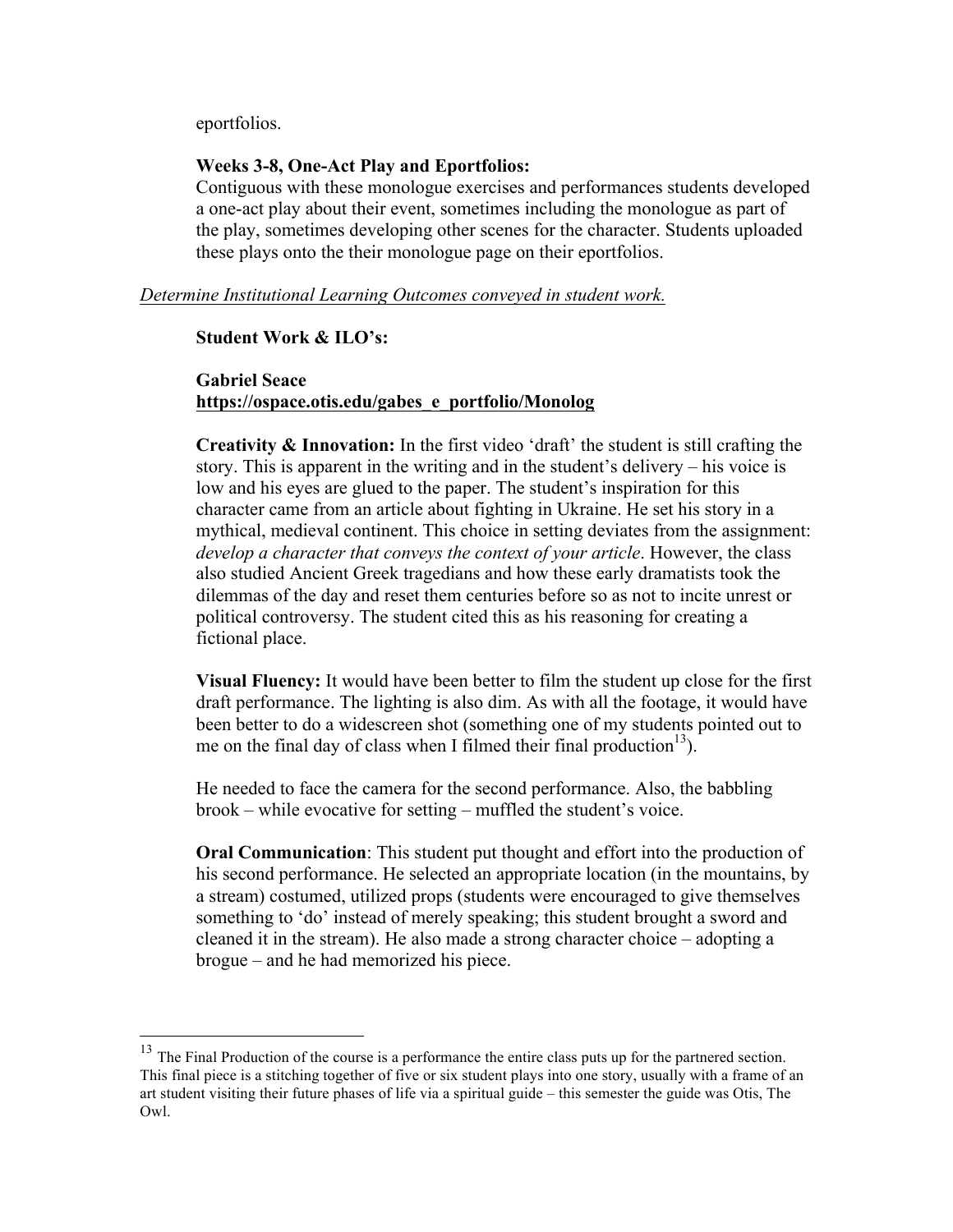eportfolios.

**Weeks 3-8, One-Act Play and Eportfolios:**
Contiguous with these monologue exercises and performances students developed a one-act play about their event, sometimes including the monologue as part of the play, sometimes developing other scenes for the character. Students uploaded these plays onto the their monologue page on their eportfolios.

*Determine Institutional Learning Outcomes conveyed in student work.*

**Student Work & ILO's:**

**Gabriel Seace**
**https://ospace.otis.edu/gabes_e_portfolio/Monolog**

**Creativity & Innovation:** In the first video 'draft' the student is still crafting the story. This is apparent in the writing and in the student's delivery – his voice is low and his eyes are glued to the paper. The student's inspiration for this character came from an article about fighting in Ukraine. He set his story in a mythical, medieval continent. This choice in setting deviates from the assignment: *develop a character that conveys the context of your article*. However, the class also studied Ancient Greek tragedians and how these early dramatists took the dilemmas of the day and reset them centuries before so as not to incite unrest or political controversy. The student cited this as his reasoning for creating a fictional place.

**Visual Fluency:** It would have been better to film the student up close for the first draft performance. The lighting is also dim. As with all the footage, it would have been better to do a widescreen shot (something one of my students pointed out to me on the final day of class when I filmed their final production[13]).

He needed to face the camera for the second performance. Also, the babbling brook – while evocative for setting – muffled the student's voice.

**Oral Communication**: This student put thought and effort into the production of his second performance. He selected an appropriate location (in the mountains, by a stream) costumed, utilized props (students were encouraged to give themselves something to 'do' instead of merely speaking; this student brought a sword and cleaned it in the stream). He also made a strong character choice – adopting a brogue – and he had memorized his piece.

---

[13] The Final Production of the course is a performance the entire class puts up for the partnered section. This final piece is a stitching together of five or six student plays into one story, usually with a frame of an art student visiting their future phases of life via a spiritual guide – this semester the guide was Otis, The Owl.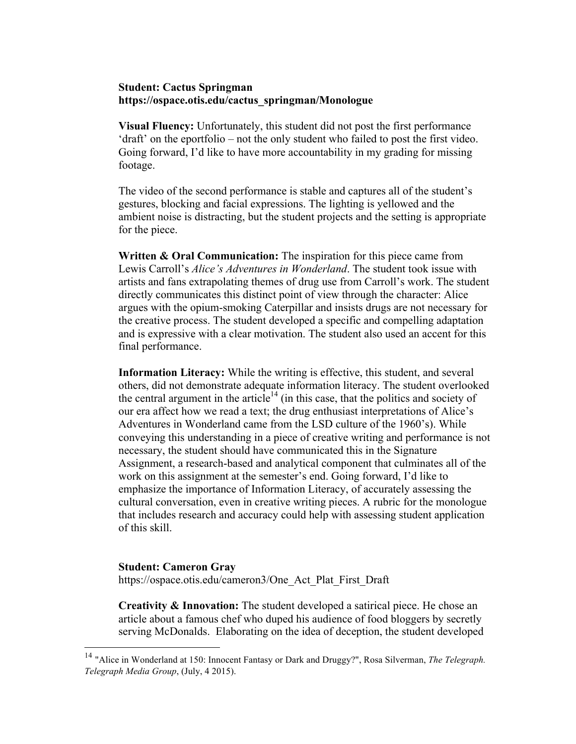**Student: Cactus Springman**
**https://ospace.otis.edu/cactus_springman/Monologue**

**Visual Fluency:** Unfortunately, this student did not post the first performance 'draft' on the eportfolio – not the only student who failed to post the first video. Going forward, I'd like to have more accountability in my grading for missing footage.

The video of the second performance is stable and captures all of the student's gestures, blocking and facial expressions. The lighting is yellowed and the ambient noise is distracting, but the student projects and the setting is appropriate for the piece.

**Written & Oral Communication:** The inspiration for this piece came from Lewis Carroll's *Alice's Adventures in Wonderland*. The student took issue with artists and fans extrapolating themes of drug use from Carroll's work. The student directly communicates this distinct point of view through the character: Alice argues with the opium-smoking Caterpillar and insists drugs are not necessary for the creative process. The student developed a specific and compelling adaptation and is expressive with a clear motivation. The student also used an accent for this final performance.

**Information Literacy:** While the writing is effective, this student, and several others, did not demonstrate adequate information literacy. The student overlooked the central argument in the article[14] (in this case, that the politics and society of our era affect how we read a text; the drug enthusiast interpretations of Alice's Adventures in Wonderland came from the LSD culture of the 1960's). While conveying this understanding in a piece of creative writing and performance is not necessary, the student should have communicated this in the Signature Assignment, a research-based and analytical component that culminates all of the work on this assignment at the semester's end. Going forward, I'd like to emphasize the importance of Information Literacy, of accurately assessing the cultural conversation, even in creative writing pieces. A rubric for the monologue that includes research and accuracy could help with assessing student application of this skill.

**Student: Cameron Gray**
https://ospace.otis.edu/cameron3/One_Act_Plat_First_Draft

**Creativity & Innovation:** The student developed a satirical piece. He chose an article about a famous chef who duped his audience of food bloggers by secretly serving McDonalds. Elaborating on the idea of deception, the student developed

---

[14] "Alice in Wonderland at 150: Innocent Fantasy or Dark and Druggy?", Rosa Silverman, *The Telegraph. Telegraph Media Group*, (July, 4 2015).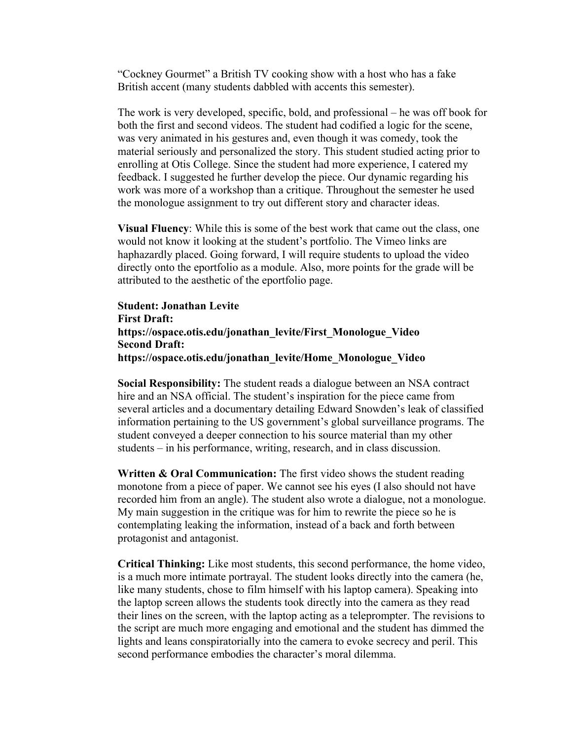"Cockney Gourmet" a British TV cooking show with a host who has a fake British accent (many students dabbled with accents this semester).

The work is very developed, specific, bold, and professional – he was off book for both the first and second videos. The student had codified a logic for the scene, was very animated in his gestures and, even though it was comedy, took the material seriously and personalized the story. This student studied acting prior to enrolling at Otis College. Since the student had more experience, I catered my feedback. I suggested he further develop the piece. Our dynamic regarding his work was more of a workshop than a critique. Throughout the semester he used the monologue assignment to try out different story and character ideas.

**Visual Fluency**: While this is some of the best work that came out the class, one would not know it looking at the student's portfolio. The Vimeo links are haphazardly placed. Going forward, I will require students to upload the video directly onto the eportfolio as a module. Also, more points for the grade will be attributed to the aesthetic of the eportfolio page.

**Student: Jonathan Levite**
**First Draft:**
**https://ospace.otis.edu/jonathan_levite/First_Monologue_Video**
**Second Draft:**
**https://ospace.otis.edu/jonathan_levite/Home_Monologue_Video**

**Social Responsibility:** The student reads a dialogue between an NSA contract hire and an NSA official. The student's inspiration for the piece came from several articles and a documentary detailing Edward Snowden's leak of classified information pertaining to the US government's global surveillance programs. The student conveyed a deeper connection to his source material than my other students – in his performance, writing, research, and in class discussion.

**Written & Oral Communication:** The first video shows the student reading monotone from a piece of paper. We cannot see his eyes (I also should not have recorded him from an angle). The student also wrote a dialogue, not a monologue. My main suggestion in the critique was for him to rewrite the piece so he is contemplating leaking the information, instead of a back and forth between protagonist and antagonist.

**Critical Thinking:** Like most students, this second performance, the home video, is a much more intimate portrayal. The student looks directly into the camera (he, like many students, chose to film himself with his laptop camera). Speaking into the laptop screen allows the students took directly into the camera as they read their lines on the screen, with the laptop acting as a teleprompter. The revisions to the script are much more engaging and emotional and the student has dimmed the lights and leans conspiratorially into the camera to evoke secrecy and peril. This second performance embodies the character's moral dilemma.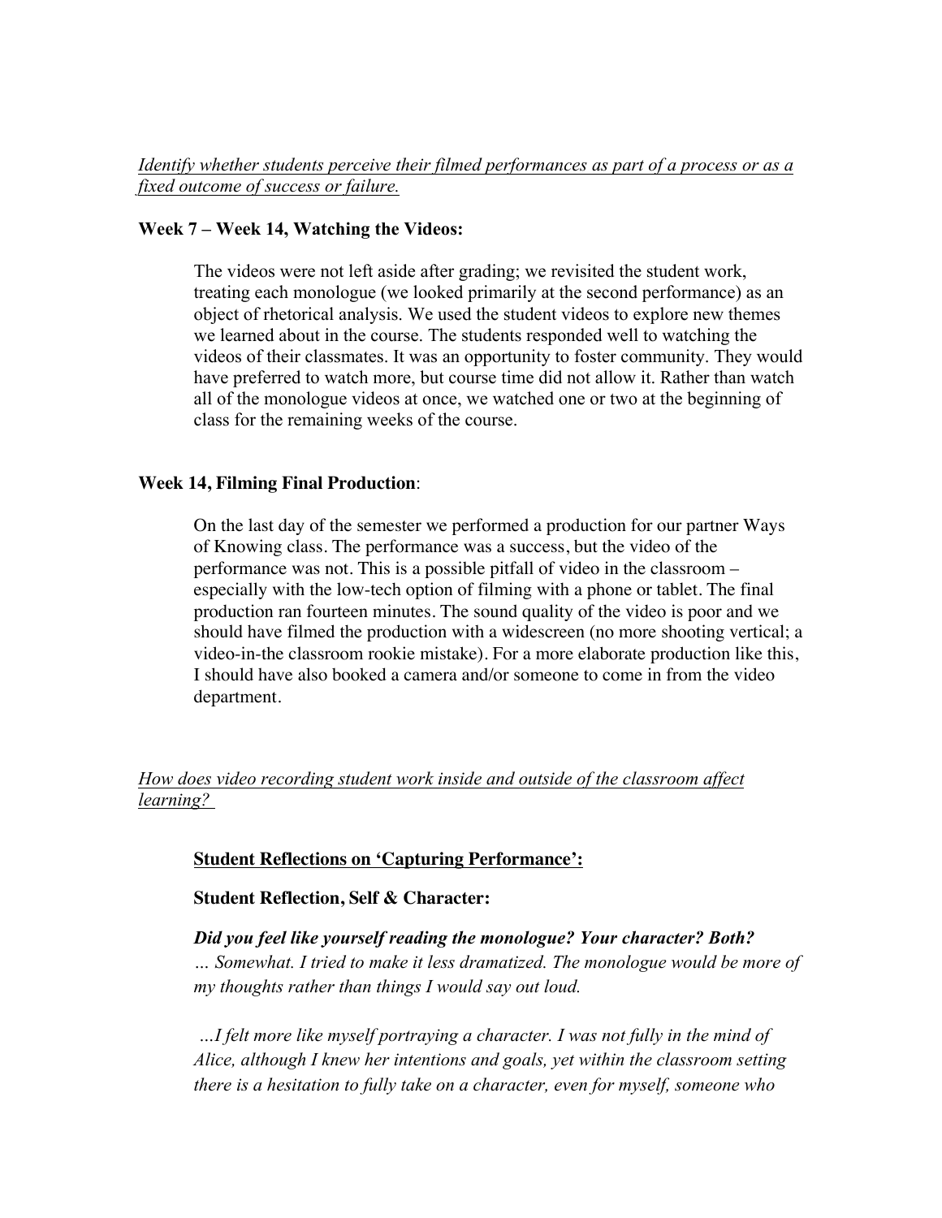*Identify whether students perceive their filmed performances as part of a process or as a fixed outcome of success or failure.*

**Week 7 – Week 14, Watching the Videos:**

The videos were not left aside after grading; we revisited the student work, treating each monologue (we looked primarily at the second performance) as an object of rhetorical analysis. We used the student videos to explore new themes we learned about in the course. The students responded well to watching the videos of their classmates. It was an opportunity to foster community. They would have preferred to watch more, but course time did not allow it. Rather than watch all of the monologue videos at once, we watched one or two at the beginning of class for the remaining weeks of the course.

**Week 14, Filming Final Production**:

On the last day of the semester we performed a production for our partner Ways of Knowing class. The performance was a success, but the video of the performance was not. This is a possible pitfall of video in the classroom – especially with the low-tech option of filming with a phone or tablet. The final production ran fourteen minutes. The sound quality of the video is poor and we should have filmed the production with a widescreen (no more shooting vertical; a video-in-the classroom rookie mistake). For a more elaborate production like this, I should have also booked a camera and/or someone to come in from the video department.

*How does video recording student work inside and outside of the classroom affect learning?*

**Student Reflections on 'Capturing Performance':**

**Student Reflection, Self & Character:**

***Did you feel like yourself reading the monologue? Your character? Both?***
*… Somewhat. I tried to make it less dramatized. The monologue would be more of my thoughts rather than things I would say out loud.*

*…I felt more like myself portraying a character. I was not fully in the mind of Alice, although I knew her intentions and goals, yet within the classroom setting there is a hesitation to fully take on a character, even for myself, someone who*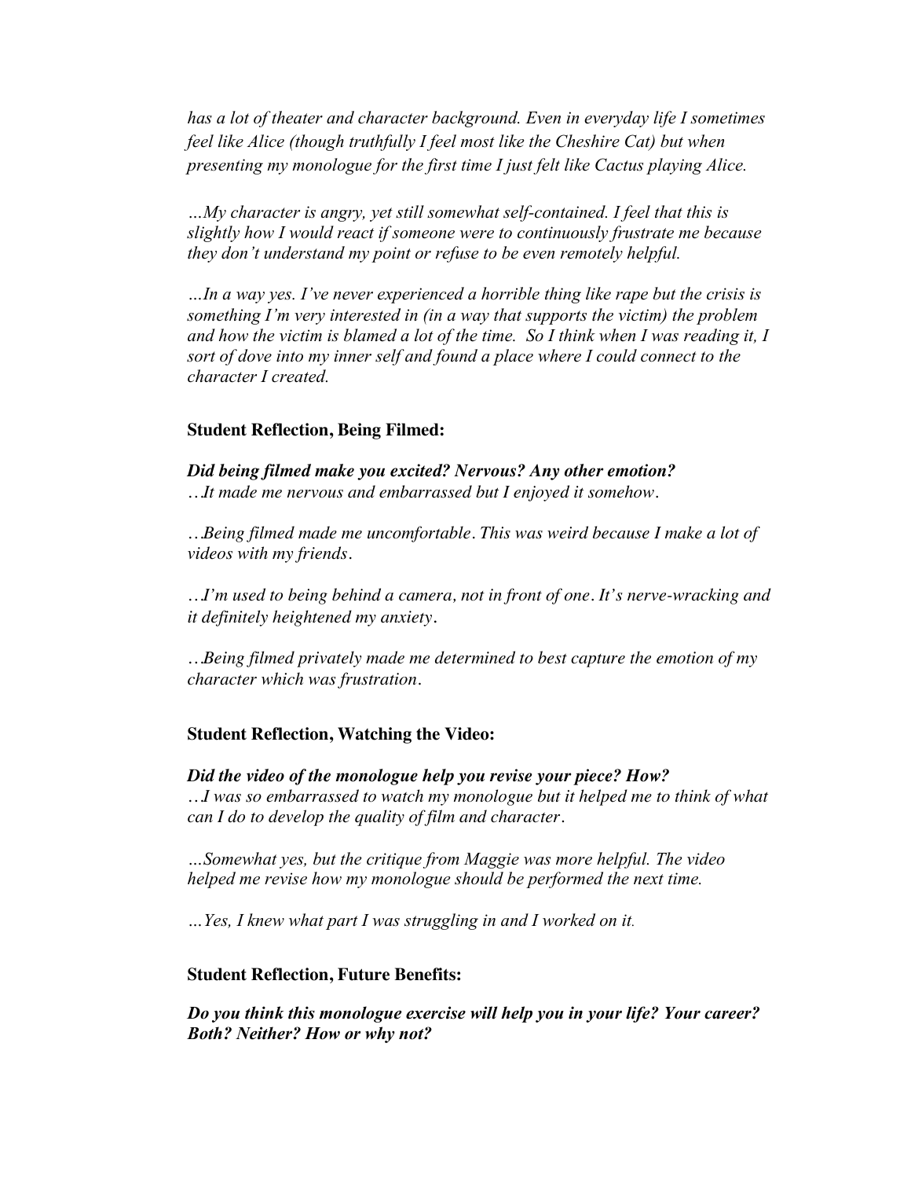*has a lot of theater and character background. Even in everyday life I sometimes feel like Alice (though truthfully I feel most like the Cheshire Cat) but when presenting my monologue for the first time I just felt like Cactus playing Alice.*

*…My character is angry, yet still somewhat self-contained. I feel that this is slightly how I would react if someone were to continuously frustrate me because they don't understand my point or refuse to be even remotely helpful.*

*…In a way yes. I've never experienced a horrible thing like rape but the crisis is something I'm very interested in (in a way that supports the victim) the problem and how the victim is blamed a lot of the time. So I think when I was reading it, I sort of dove into my inner self and found a place where I could connect to the character I created.*

**Student Reflection, Being Filmed:**

***Did being filmed make you excited? Nervous? Any other emotion?***
*…It made me nervous and embarrassed but I enjoyed it somehow.*

*…Being filmed made me uncomfortable. This was weird because I make a lot of videos with my friends.*

*…I'm used to being behind a camera, not in front of one. It's nerve-wracking and it definitely heightened my anxiety.*

*…Being filmed privately made me determined to best capture the emotion of my character which was frustration.*

**Student Reflection, Watching the Video:**

***Did the video of the monologue help you revise your piece? How?***
*…I was so embarrassed to watch my monologue but it helped me to think of what can I do to develop the quality of film and character.*

*…Somewhat yes, but the critique from Maggie was more helpful. The video helped me revise how my monologue should be performed the next time.*

*…Yes, I knew what part I was struggling in and I worked on it.*

**Student Reflection, Future Benefits:**

***Do you think this monologue exercise will help you in your life? Your career? Both? Neither? How or why not?***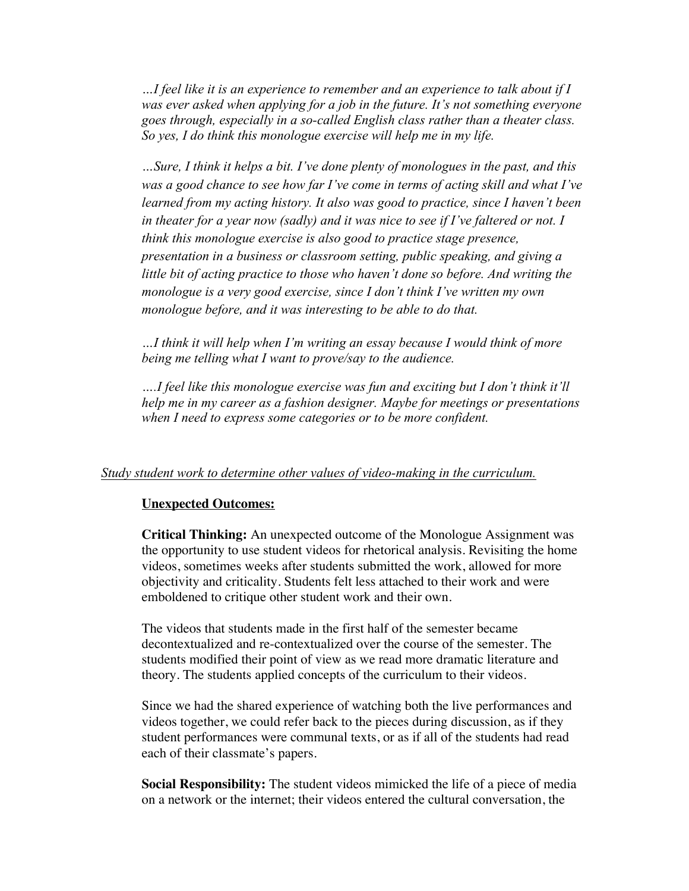*…I feel like it is an experience to remember and an experience to talk about if I was ever asked when applying for a job in the future. It's not something everyone goes through, especially in a so-called English class rather than a theater class. So yes, I do think this monologue exercise will help me in my life.*

*…Sure, I think it helps a bit. I've done plenty of monologues in the past, and this was a good chance to see how far I've come in terms of acting skill and what I've learned from my acting history. It also was good to practice, since I haven't been in theater for a year now (sadly) and it was nice to see if I've faltered or not. I think this monologue exercise is also good to practice stage presence, presentation in a business or classroom setting, public speaking, and giving a little bit of acting practice to those who haven't done so before. And writing the monologue is a very good exercise, since I don't think I've written my own monologue before, and it was interesting to be able to do that.*

*…I think it will help when I'm writing an essay because I would think of more being me telling what I want to prove/say to the audience.*

*….I feel like this monologue exercise was fun and exciting but I don't think it'll help me in my career as a fashion designer. Maybe for meetings or presentations when I need to express some categories or to be more confident.*

<u>*Study student work to determine other values of video-making in the curriculum.*</u>

**<u>Unexpected Outcomes:</u>**

**Critical Thinking:** An unexpected outcome of the Monologue Assignment was the opportunity to use student videos for rhetorical analysis. Revisiting the home videos, sometimes weeks after students submitted the work, allowed for more objectivity and criticality. Students felt less attached to their work and were emboldened to critique other student work and their own.

The videos that students made in the first half of the semester became decontextualized and re-contextualized over the course of the semester. The students modified their point of view as we read more dramatic literature and theory. The students applied concepts of the curriculum to their videos.

Since we had the shared experience of watching both the live performances and videos together, we could refer back to the pieces during discussion, as if they student performances were communal texts, or as if all of the students had read each of their classmate's papers.

**Social Responsibility:** The student videos mimicked the life of a piece of media on a network or the internet; their videos entered the cultural conversation, the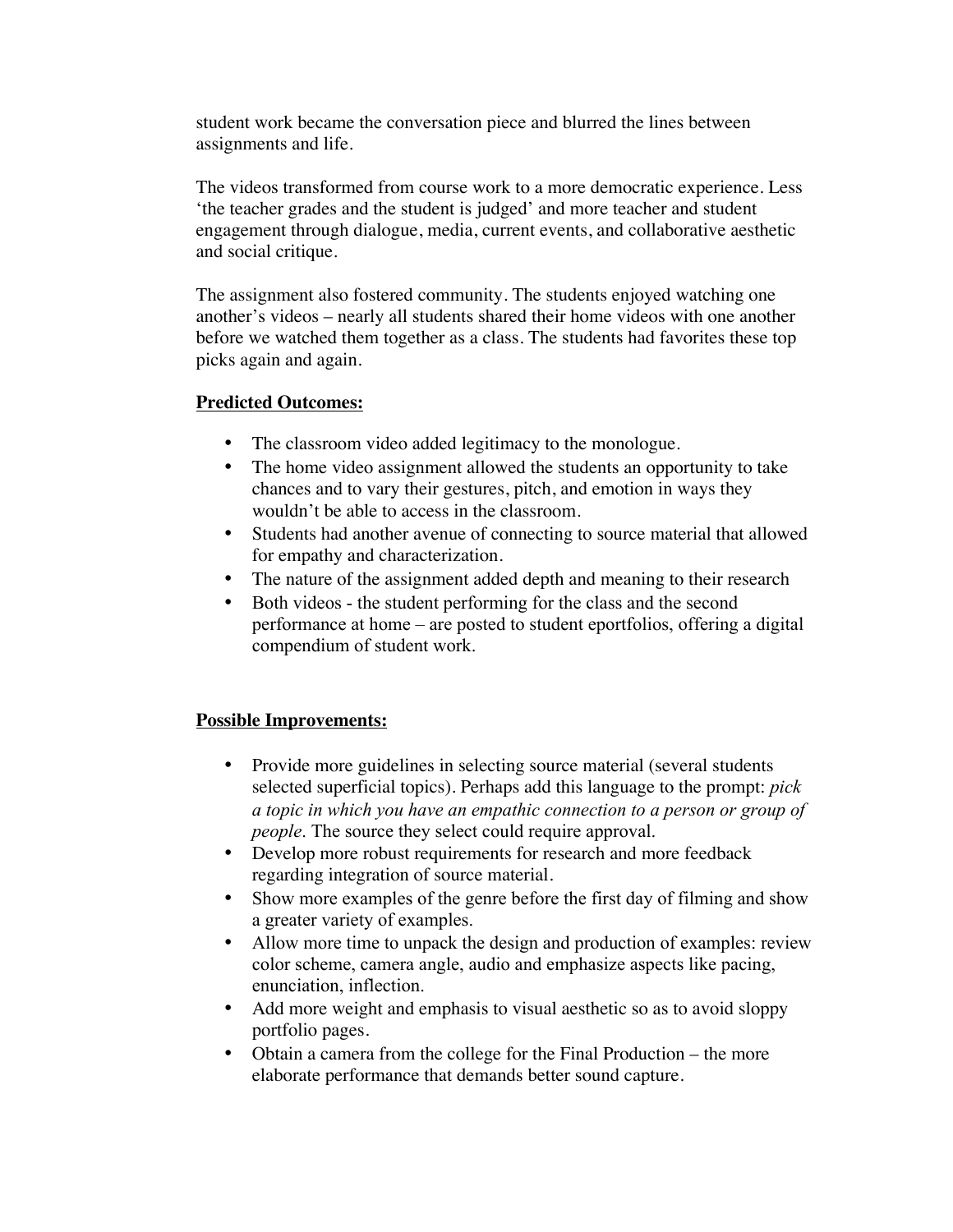student work became the conversation piece and blurred the lines between assignments and life.

The videos transformed from course work to a more democratic experience. Less 'the teacher grades and the student is judged' and more teacher and student engagement through dialogue, media, current events, and collaborative aesthetic and social critique.

The assignment also fostered community. The students enjoyed watching one another's videos – nearly all students shared their home videos with one another before we watched them together as a class. The students had favorites these top picks again and again.

**Predicted Outcomes:**

- The classroom video added legitimacy to the monologue.
- The home video assignment allowed the students an opportunity to take chances and to vary their gestures, pitch, and emotion in ways they wouldn't be able to access in the classroom.
- Students had another avenue of connecting to source material that allowed for empathy and characterization.
- The nature of the assignment added depth and meaning to their research
- Both videos - the student performing for the class and the second performance at home – are posted to student eportfolios, offering a digital compendium of student work.

**Possible Improvements:**

- Provide more guidelines in selecting source material (several students selected superficial topics). Perhaps add this language to the prompt: *pick a topic in which you have an empathic connection to a person or group of people.* The source they select could require approval.
- Develop more robust requirements for research and more feedback regarding integration of source material.
- Show more examples of the genre before the first day of filming and show a greater variety of examples.
- Allow more time to unpack the design and production of examples: review color scheme, camera angle, audio and emphasize aspects like pacing, enunciation, inflection.
- Add more weight and emphasis to visual aesthetic so as to avoid sloppy portfolio pages.
- Obtain a camera from the college for the Final Production – the more elaborate performance that demands better sound capture.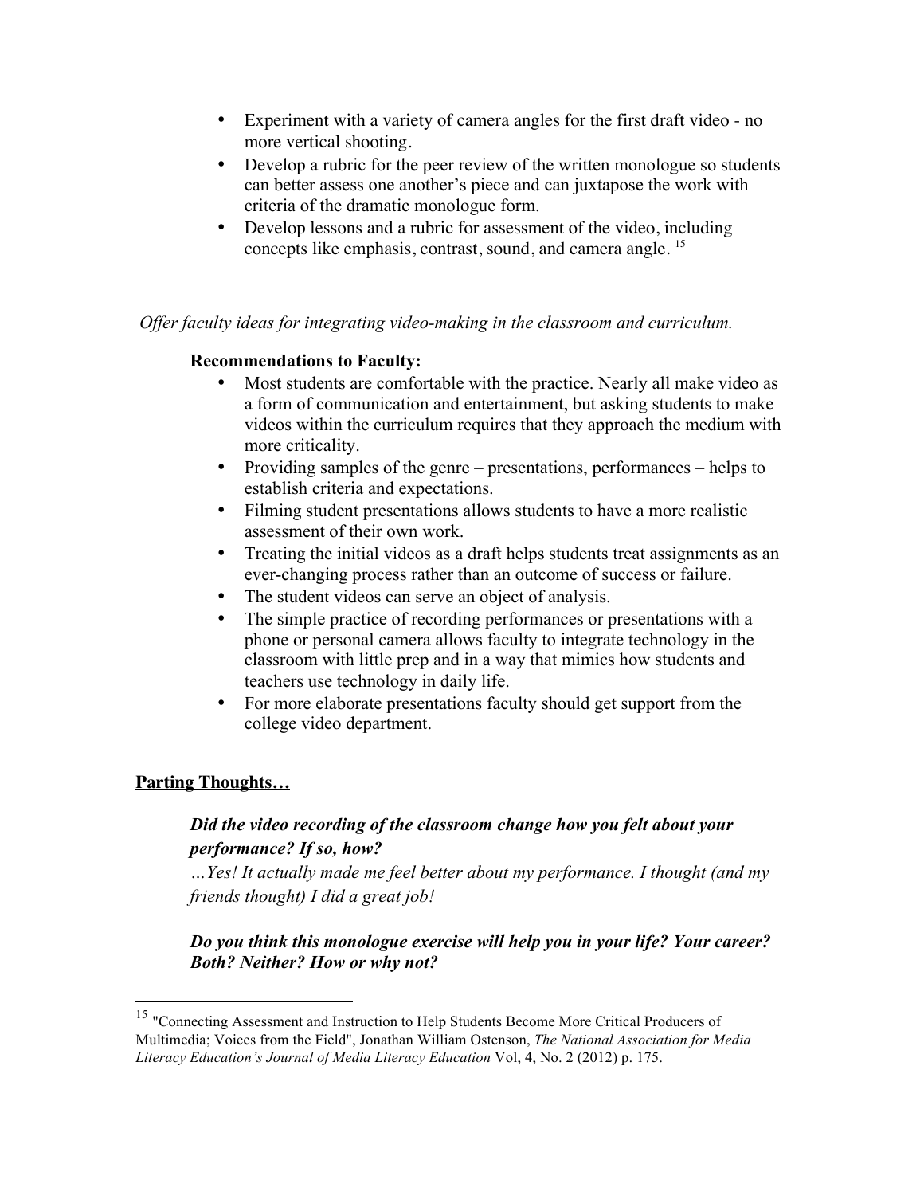- Experiment with a variety of camera angles for the first draft video - no more vertical shooting.
- Develop a rubric for the peer review of the written monologue so students can better assess one another's piece and can juxtapose the work with criteria of the dramatic monologue form.
- Develop lessons and a rubric for assessment of the video, including concepts like emphasis, contrast, sound, and camera angle. [15]

*Offer faculty ideas for integrating video-making in the classroom and curriculum.*

**Recommendations to Faculty:**

- Most students are comfortable with the practice. Nearly all make video as a form of communication and entertainment, but asking students to make videos within the curriculum requires that they approach the medium with more criticality.
- Providing samples of the genre – presentations, performances – helps to establish criteria and expectations.
- Filming student presentations allows students to have a more realistic assessment of their own work.
- Treating the initial videos as a draft helps students treat assignments as an ever-changing process rather than an outcome of success or failure.
- The student videos can serve an object of analysis.
- The simple practice of recording performances or presentations with a phone or personal camera allows faculty to integrate technology in the classroom with little prep and in a way that mimics how students and teachers use technology in daily life.
- For more elaborate presentations faculty should get support from the college video department.

**Parting Thoughts…**

***Did the video recording of the classroom change how you felt about your performance? If so, how?***

*…Yes! It actually made me feel better about my performance. I thought (and my friends thought) I did a great job!*

***Do you think this monologue exercise will help you in your life? Your career? Both? Neither? How or why not?***

---

[15] "Connecting Assessment and Instruction to Help Students Become More Critical Producers of Multimedia; Voices from the Field", Jonathan William Ostenson, *The National Association for Media Literacy Education's Journal of Media Literacy Education* Vol, 4, No. 2 (2012) p. 175.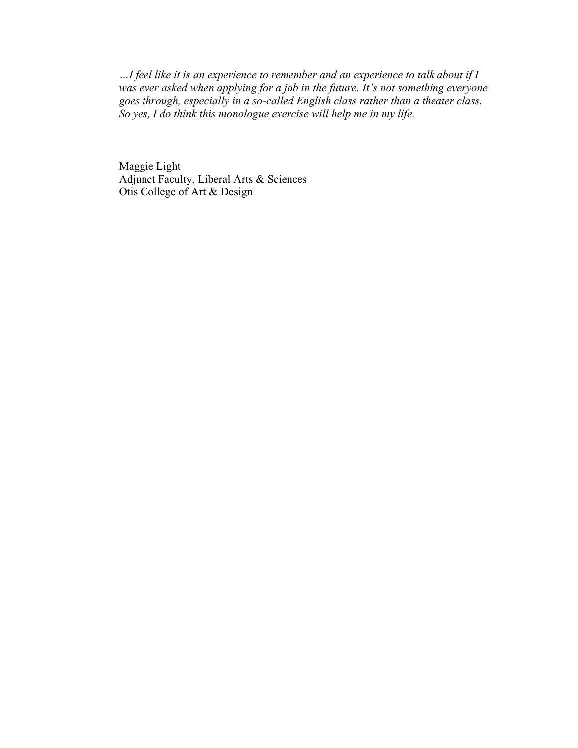*…I feel like it is an experience to remember and an experience to talk about if I was ever asked when applying for a job in the future. It's not something everyone goes through, especially in a so-called English class rather than a theater class. So yes, I do think this monologue exercise will help me in my life.*

Maggie Light
Adjunct Faculty, Liberal Arts & Sciences
Otis College of Art & Design